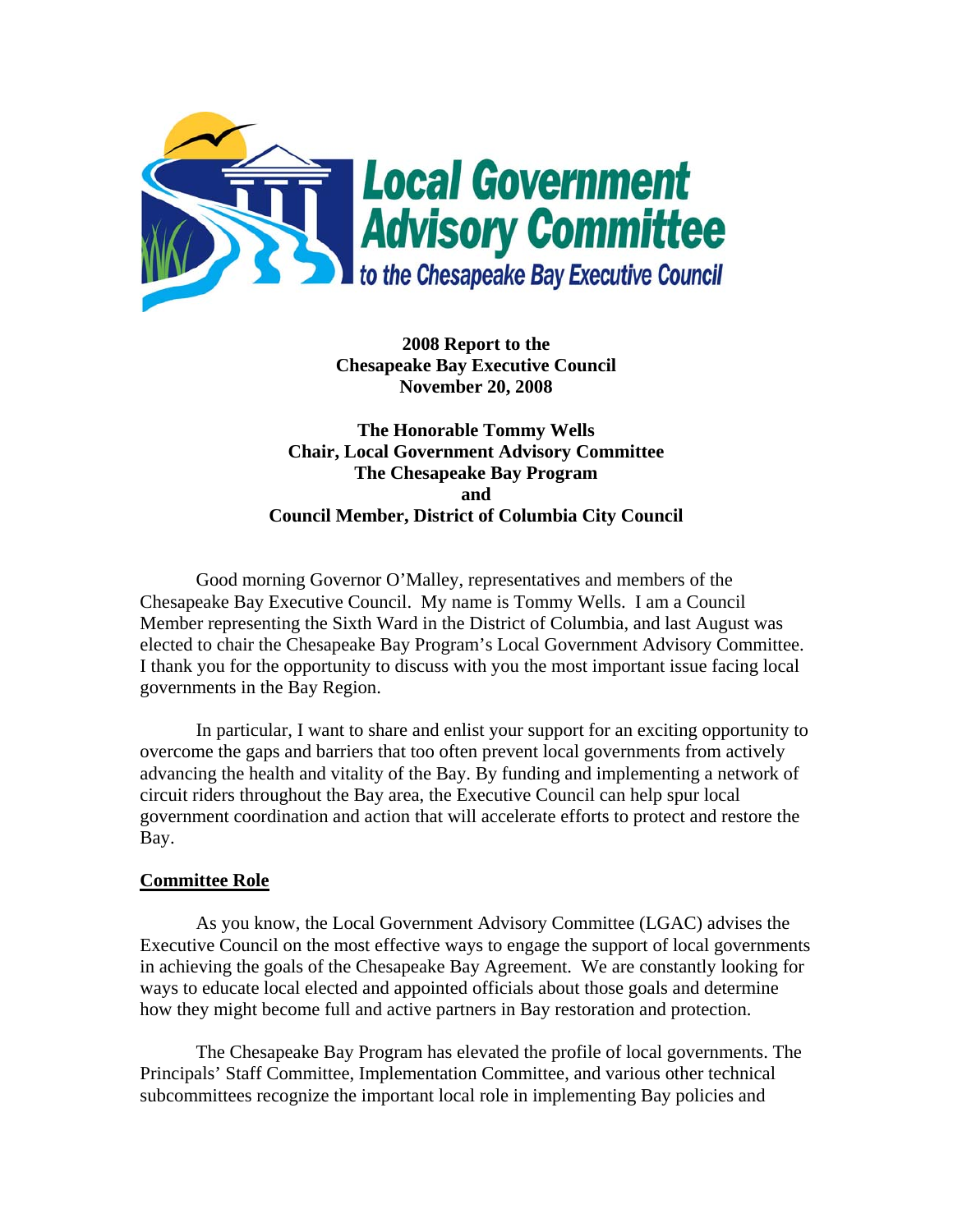**Local Government Advisory Committee**
*to the Chesapeake Bay Executive Council*

**2008 Report to the Chesapeake Bay Executive Council**
**November 20, 2008**

**The Honorable Tommy Wells**
**Chair, Local Government Advisory Committee**
**The Chesapeake Bay Program**
**and**
**Council Member, District of Columbia City Council**

Good morning Governor O'Malley, representatives and members of the Chesapeake Bay Executive Council. My name is Tommy Wells. I am a Council Member representing the Sixth Ward in the District of Columbia, and last August was elected to chair the Chesapeake Bay Program's Local Government Advisory Committee. I thank you for the opportunity to discuss with you the most important issue facing local governments in the Bay Region.

In particular, I want to share and enlist your support for an exciting opportunity to overcome the gaps and barriers that too often prevent local governments from actively advancing the health and vitality of the Bay. By funding and implementing a network of circuit riders throughout the Bay area, the Executive Council can help spur local government coordination and action that will accelerate efforts to protect and restore the Bay.

## Committee Role

As you know, the Local Government Advisory Committee (LGAC) advises the Executive Council on the most effective ways to engage the support of local governments in achieving the goals of the Chesapeake Bay Agreement. We are constantly looking for ways to educate local elected and appointed officials about those goals and determine how they might become full and active partners in Bay restoration and protection.

The Chesapeake Bay Program has elevated the profile of local governments. The Principals' Staff Committee, Implementation Committee, and various other technical subcommittees recognize the important local role in implementing Bay policies and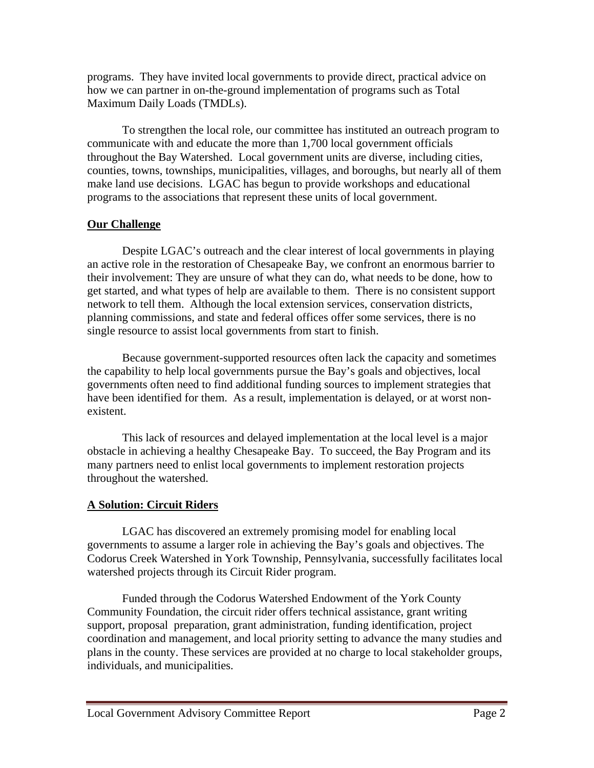programs. They have invited local governments to provide direct, practical advice on how we can partner in on-the-ground implementation of programs such as Total Maximum Daily Loads (TMDLs).

To strengthen the local role, our committee has instituted an outreach program to communicate with and educate the more than 1,700 local government officials throughout the Bay Watershed. Local government units are diverse, including cities, counties, towns, townships, municipalities, villages, and boroughs, but nearly all of them make land use decisions. LGAC has begun to provide workshops and educational programs to the associations that represent these units of local government.

## Our Challenge

Despite LGAC's outreach and the clear interest of local governments in playing an active role in the restoration of Chesapeake Bay, we confront an enormous barrier to their involvement: They are unsure of what they can do, what needs to be done, how to get started, and what types of help are available to them. There is no consistent support network to tell them. Although the local extension services, conservation districts, planning commissions, and state and federal offices offer some services, there is no single resource to assist local governments from start to finish.

Because government-supported resources often lack the capacity and sometimes the capability to help local governments pursue the Bay's goals and objectives, local governments often need to find additional funding sources to implement strategies that have been identified for them. As a result, implementation is delayed, or at worst non-existent.

This lack of resources and delayed implementation at the local level is a major obstacle in achieving a healthy Chesapeake Bay. To succeed, the Bay Program and its many partners need to enlist local governments to implement restoration projects throughout the watershed.

## A Solution: Circuit Riders

LGAC has discovered an extremely promising model for enabling local governments to assume a larger role in achieving the Bay's goals and objectives. The Codorus Creek Watershed in York Township, Pennsylvania, successfully facilitates local watershed projects through its Circuit Rider program.

Funded through the Codorus Watershed Endowment of the York County Community Foundation, the circuit rider offers technical assistance, grant writing support, proposal preparation, grant administration, funding identification, project coordination and management, and local priority setting to advance the many studies and plans in the county. These services are provided at no charge to local stakeholder groups, individuals, and municipalities.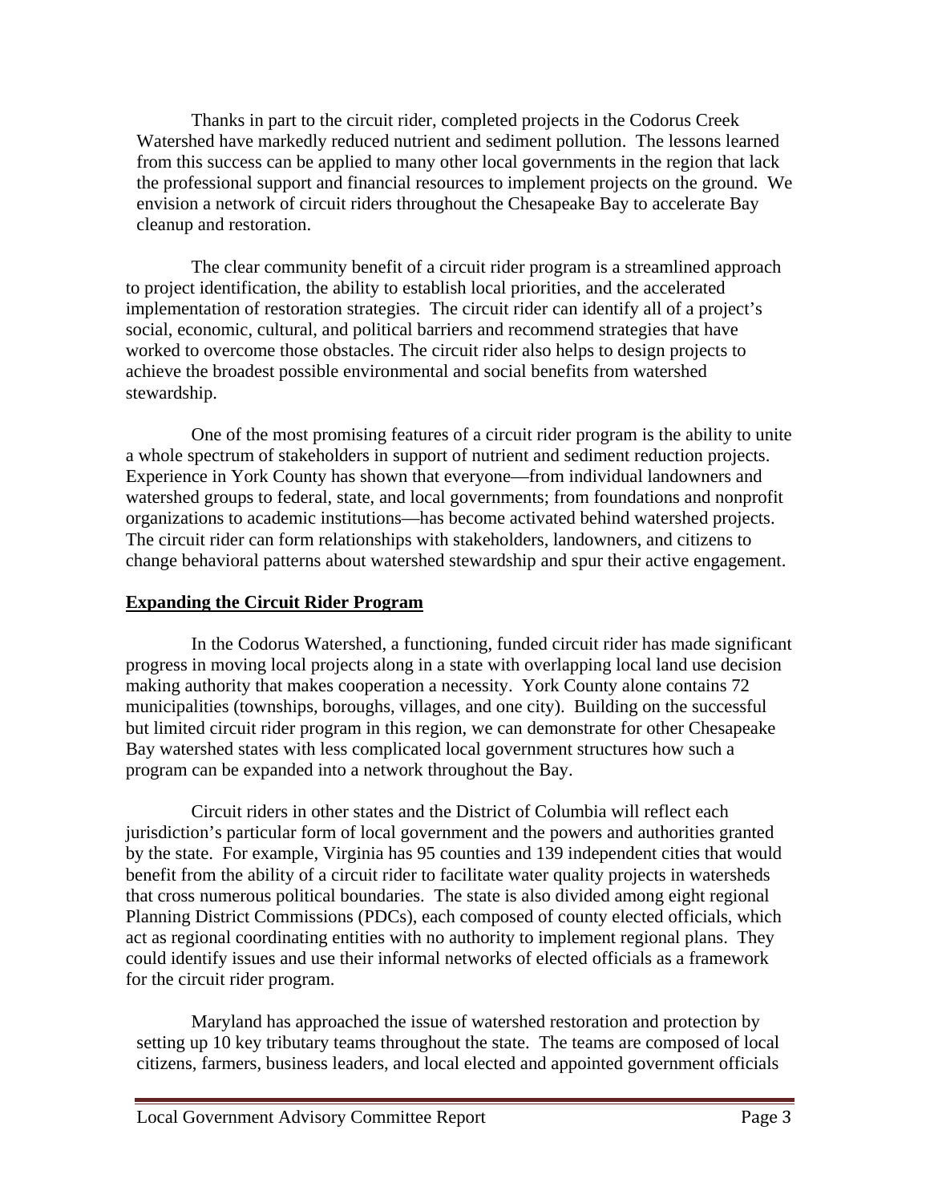Thanks in part to the circuit rider, completed projects in the Codorus Creek Watershed have markedly reduced nutrient and sediment pollution. The lessons learned from this success can be applied to many other local governments in the region that lack the professional support and financial resources to implement projects on the ground. We envision a network of circuit riders throughout the Chesapeake Bay to accelerate Bay cleanup and restoration.

The clear community benefit of a circuit rider program is a streamlined approach to project identification, the ability to establish local priorities, and the accelerated implementation of restoration strategies. The circuit rider can identify all of a project's social, economic, cultural, and political barriers and recommend strategies that have worked to overcome those obstacles. The circuit rider also helps to design projects to achieve the broadest possible environmental and social benefits from watershed stewardship.

One of the most promising features of a circuit rider program is the ability to unite a whole spectrum of stakeholders in support of nutrient and sediment reduction projects. Experience in York County has shown that everyone—from individual landowners and watershed groups to federal, state, and local governments; from foundations and nonprofit organizations to academic institutions—has become activated behind watershed projects. The circuit rider can form relationships with stakeholders, landowners, and citizens to change behavioral patterns about watershed stewardship and spur their active engagement.

## Expanding the Circuit Rider Program

In the Codorus Watershed, a functioning, funded circuit rider has made significant progress in moving local projects along in a state with overlapping local land use decision making authority that makes cooperation a necessity. York County alone contains 72 municipalities (townships, boroughs, villages, and one city). Building on the successful but limited circuit rider program in this region, we can demonstrate for other Chesapeake Bay watershed states with less complicated local government structures how such a program can be expanded into a network throughout the Bay.

Circuit riders in other states and the District of Columbia will reflect each jurisdiction's particular form of local government and the powers and authorities granted by the state. For example, Virginia has 95 counties and 139 independent cities that would benefit from the ability of a circuit rider to facilitate water quality projects in watersheds that cross numerous political boundaries. The state is also divided among eight regional Planning District Commissions (PDCs), each composed of county elected officials, which act as regional coordinating entities with no authority to implement regional plans. They could identify issues and use their informal networks of elected officials as a framework for the circuit rider program.

Maryland has approached the issue of watershed restoration and protection by setting up 10 key tributary teams throughout the state. The teams are composed of local citizens, farmers, business leaders, and local elected and appointed government officials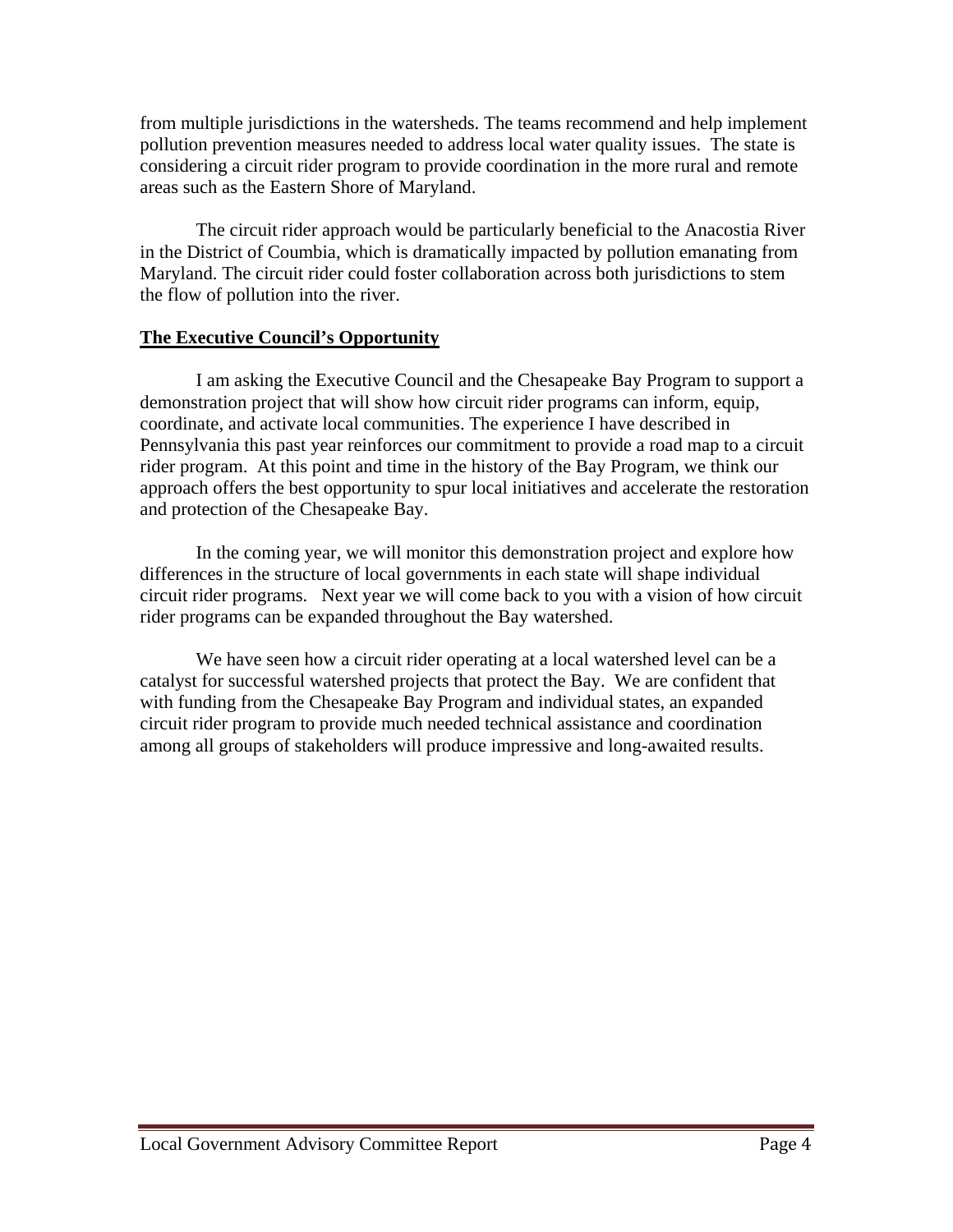from multiple jurisdictions in the watersheds. The teams recommend and help implement pollution prevention measures needed to address local water quality issues. The state is considering a circuit rider program to provide coordination in the more rural and remote areas such as the Eastern Shore of Maryland.

The circuit rider approach would be particularly beneficial to the Anacostia River in the District of Coumbia, which is dramatically impacted by pollution emanating from Maryland. The circuit rider could foster collaboration across both jurisdictions to stem the flow of pollution into the river.

## The Executive Council's Opportunity

I am asking the Executive Council and the Chesapeake Bay Program to support a demonstration project that will show how circuit rider programs can inform, equip, coordinate, and activate local communities. The experience I have described in Pennsylvania this past year reinforces our commitment to provide a road map to a circuit rider program. At this point and time in the history of the Bay Program, we think our approach offers the best opportunity to spur local initiatives and accelerate the restoration and protection of the Chesapeake Bay.

In the coming year, we will monitor this demonstration project and explore how differences in the structure of local governments in each state will shape individual circuit rider programs. Next year we will come back to you with a vision of how circuit rider programs can be expanded throughout the Bay watershed.

We have seen how a circuit rider operating at a local watershed level can be a catalyst for successful watershed projects that protect the Bay. We are confident that with funding from the Chesapeake Bay Program and individual states, an expanded circuit rider program to provide much needed technical assistance and coordination among all groups of stakeholders will produce impressive and long-awaited results.